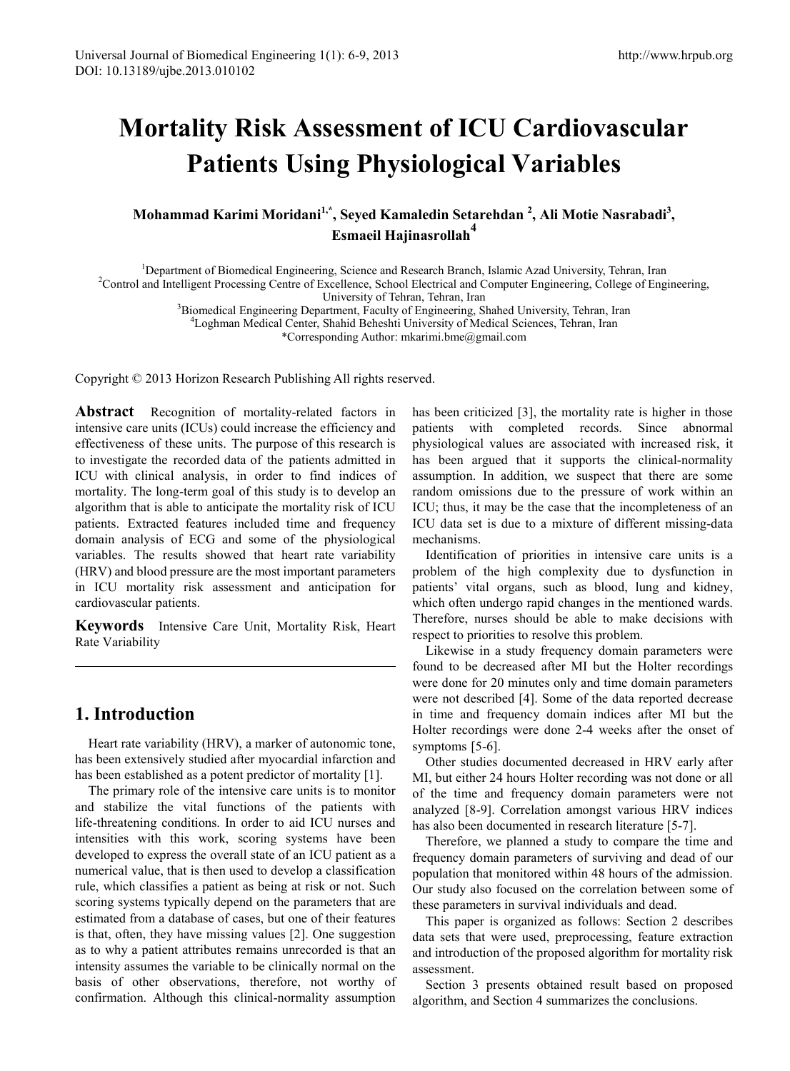# Mortality Risk Assessment of ICU Cardiovascular Patients Using Physiological Variables

**Mohammad Karimi Moridani[1,*], Seyed Kamaledin Setarehdan [2], Ali Motie Nasrabadi[3], Esmaeil Hajinasrollah[4]**

[1]Department of Biomedical Engineering, Science and Research Branch, Islamic Azad University, Tehran, Iran
[2]Control and Intelligent Processing Centre of Excellence, School Electrical and Computer Engineering, College of Engineering, University of Tehran, Tehran, Iran
[3]Biomedical Engineering Department, Faculty of Engineering, Shahed University, Tehran, Iran
[4]Loghman Medical Center, Shahid Beheshti University of Medical Sciences, Tehran, Iran
*Corresponding Author: mkarimi.bme@gmail.com

Copyright © 2013 Horizon Research Publishing All rights reserved.

**Abstract** Recognition of mortality-related factors in intensive care units (ICUs) could increase the efficiency and effectiveness of these units. The purpose of this research is to investigate the recorded data of the patients admitted in ICU with clinical analysis, in order to find indices of mortality. The long-term goal of this study is to develop an algorithm that is able to anticipate the mortality risk of ICU patients. Extracted features included time and frequency domain analysis of ECG and some of the physiological variables. The results showed that heart rate variability (HRV) and blood pressure are the most important parameters in ICU mortality risk assessment and anticipation for cardiovascular patients.

**Keywords** Intensive Care Unit, Mortality Risk, Heart Rate Variability

## 1. Introduction

Heart rate variability (HRV), a marker of autonomic tone, has been extensively studied after myocardial infarction and has been established as a potent predictor of mortality [1].

The primary role of the intensive care units is to monitor and stabilize the vital functions of the patients with life-threatening conditions. In order to aid ICU nurses and intensities with this work, scoring systems have been developed to express the overall state of an ICU patient as a numerical value, that is then used to develop a classification rule, which classifies a patient as being at risk or not. Such scoring systems typically depend on the parameters that are estimated from a database of cases, but one of their features is that, often, they have missing values [2]. One suggestion as to why a patient attributes remains unrecorded is that an intensity assumes the variable to be clinically normal on the basis of other observations, therefore, not worthy of confirmation. Although this clinical-normality assumption has been criticized [3], the mortality rate is higher in those patients with completed records. Since abnormal physiological values are associated with increased risk, it has been argued that it supports the clinical-normality assumption. In addition, we suspect that there are some random omissions due to the pressure of work within an ICU; thus, it may be the case that the incompleteness of an ICU data set is due to a mixture of different missing-data mechanisms.

Identification of priorities in intensive care units is a problem of the high complexity due to dysfunction in patients' vital organs, such as blood, lung and kidney, which often undergo rapid changes in the mentioned wards. Therefore, nurses should be able to make decisions with respect to priorities to resolve this problem.

Likewise in a study frequency domain parameters were found to be decreased after MI but the Holter recordings were done for 20 minutes only and time domain parameters were not described [4]. Some of the data reported decrease in time and frequency domain indices after MI but the Holter recordings were done 2-4 weeks after the onset of symptoms [5-6].

Other studies documented decreased in HRV early after MI, but either 24 hours Holter recording was not done or all of the time and frequency domain parameters were not analyzed [8-9]. Correlation amongst various HRV indices has also been documented in research literature [5-7].

Therefore, we planned a study to compare the time and frequency domain parameters of surviving and dead of our population that monitored within 48 hours of the admission. Our study also focused on the correlation between some of these parameters in survival individuals and dead.

This paper is organized as follows: Section 2 describes data sets that were used, preprocessing, feature extraction and introduction of the proposed algorithm for mortality risk assessment.

Section 3 presents obtained result based on proposed algorithm, and Section 4 summarizes the conclusions.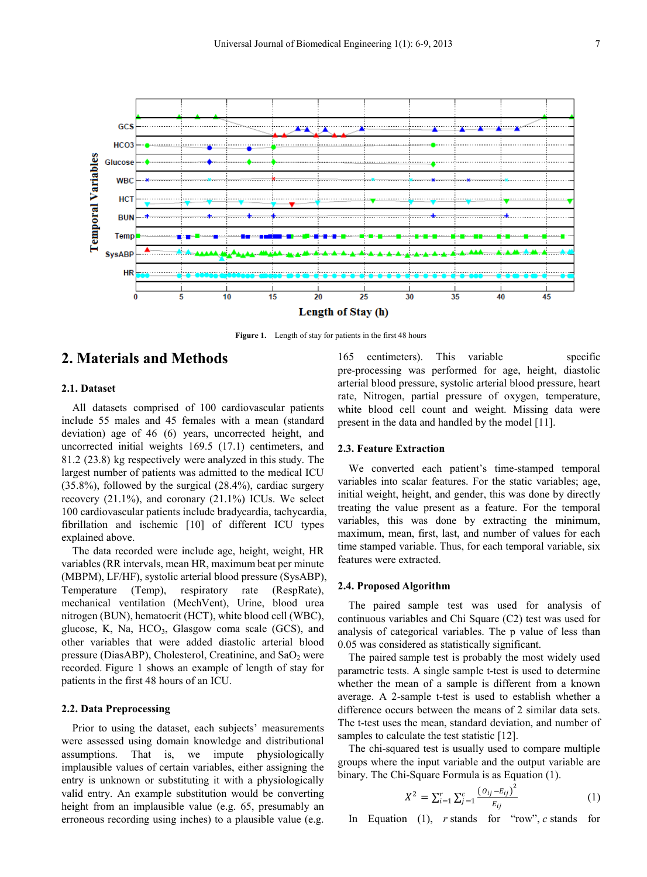Figure 1. Length of stay for patients in the first 48 hours

## 2. Materials and Methods

### 2.1. Dataset

All datasets comprised of 100 cardiovascular patients include 55 males and 45 females with a mean (standard deviation) age of 46 (6) years, uncorrected height, and uncorrected initial weights 169.5 (17.1) centimeters, and 81.2 (23.8) kg respectively were analyzed in this study. The largest number of patients was admitted to the medical ICU (35.8%), followed by the surgical (28.4%), cardiac surgery recovery (21.1%), and coronary (21.1%) ICUs. We select 100 cardiovascular patients include bradycardia, tachycardia, fibrillation and ischemic [10] of different ICU types explained above.

The data recorded were include age, height, weight, HR variables (RR intervals, mean HR, maximum beat per minute (MBPM), LF/HF), systolic arterial blood pressure (SysABP), Temperature (Temp), respiratory rate (RespRate), mechanical ventilation (MechVent), Urine, blood urea nitrogen (BUN), hematocrit (HCT), white blood cell (WBC), glucose, K, Na, $HCO_3$, Glasgow coma scale (GCS), and other variables that were added diastolic arterial blood pressure (DiasABP), Cholesterol, Creatinine, and $SaO_2$ were recorded. Figure 1 shows an example of length of stay for patients in the first 48 hours of an ICU.

### 2.2. Data Preprocessing

Prior to using the dataset, each subjects' measurements were assessed using domain knowledge and distributional assumptions. That is, we impute physiologically implausible values of certain variables, either assigning the entry is unknown or substituting it with a physiologically valid entry. An example substitution would be converting height from an implausible value (e.g. 65, presumably an erroneous recording using inches) to a plausible value (e.g. 165 centimeters). This variable specific pre-processing was performed for age, height, diastolic arterial blood pressure, systolic arterial blood pressure, heart rate, Nitrogen, partial pressure of oxygen, temperature, white blood cell count and weight. Missing data were present in the data and handled by the model [11].

### 2.3. Feature Extraction

We converted each patient's time-stamped temporal variables into scalar features. For the static variables; age, initial weight, height, and gender, this was done by directly treating the value present as a feature. For the temporal variables, this was done by extracting the minimum, maximum, mean, first, last, and number of values for each time stamped variable. Thus, for each temporal variable, six features were extracted.

### 2.4. Proposed Algorithm

The paired sample test was used for analysis of continuous variables and Chi Square (C2) test was used for analysis of categorical variables. The p value of less than 0.05 was considered as statistically significant.

The paired sample test is probably the most widely used parametric tests. A single sample t-test is used to determine whether the mean of a sample is different from a known average. A 2-sample t-test is used to establish whether a difference occurs between the means of 2 similar data sets. The t-test uses the mean, standard deviation, and number of samples to calculate the test statistic [12].

The chi-squared test is usually used to compare multiple groups where the input variable and the output variable are binary. The Chi-Square Formula is as Equation (1).

$$X^2 = \sum_{i=1}^{r} \sum_{j=1}^{c} \frac{(O_{ij} - E_{ij})^2}{E_{ij}} \quad (1)$$

In Equation (1), $r$ stands for "row", $c$ stands for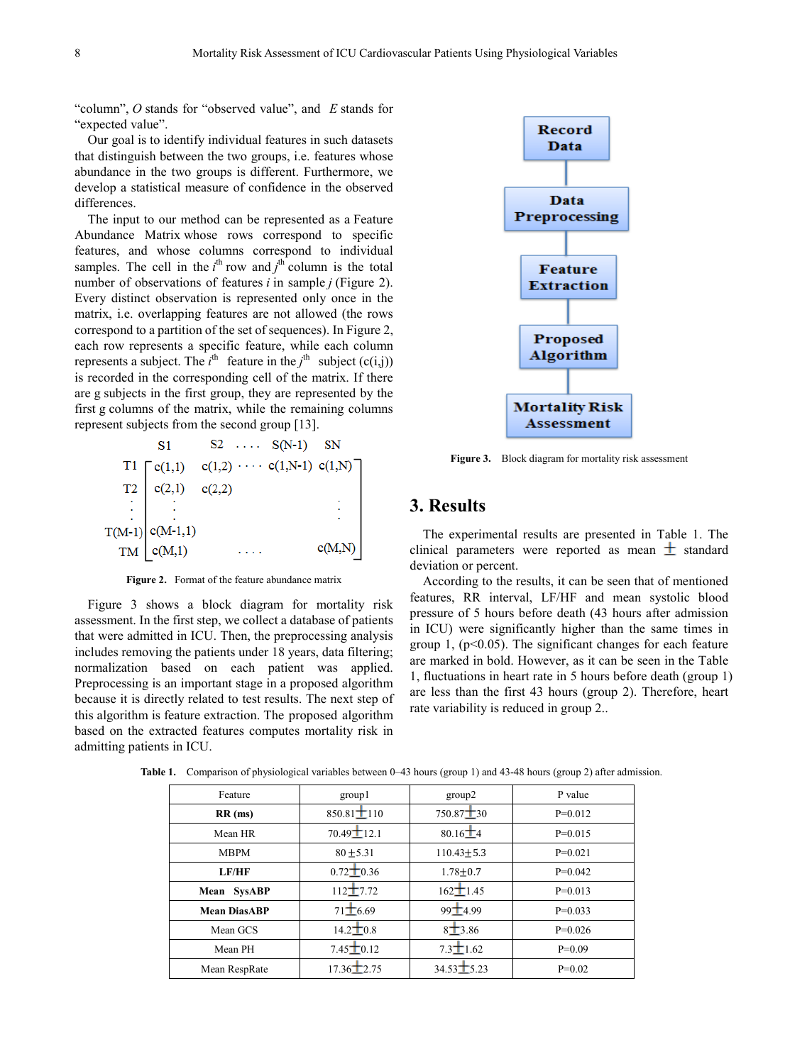"column", *O* stands for "observed value", and *E* stands for "expected value".

Our goal is to identify individual features in such datasets that distinguish between the two groups, i.e. features whose abundance in the two groups is different. Furthermore, we develop a statistical measure of confidence in the observed differences.

The input to our method can be represented as a Feature Abundance Matrix whose rows correspond to specific features, and whose columns correspond to individual samples. The cell in the $i^{th}$ row and $j^{th}$ column is the total number of observations of features *i* in sample *j* (Figure 2). Every distinct observation is represented only once in the matrix, i.e. overlapping features are not allowed (the rows correspond to a partition of the set of sequences). In Figure 2, each row represents a specific feature, while each column represents a subject. The $i^{th}$ feature in the $j^{th}$ subject (c(i,j)) is recorded in the corresponding cell of the matrix. If there are g subjects in the first group, they are represented by the first g columns of the matrix, while the remaining columns represent subjects from the second group [13].

$$
\begin{array}{c}
 \\ T1 \\ T2 \\ \vdots \\ T(M\text{-}1) \\ TM
\end{array}
\begin{array}{c}
\begin{array}{ccccc} S1 & S2 & \cdots & S(N\text{-}1) & SN \end{array} \\
\begin{bmatrix}
c(1,1) & c(1,2) & \cdots & c(1,N\text{-}1) & c(1,N) \\
c(2,1) & c(2,2) & & & \\
\vdots & & & & \vdots \\
c(M\text{-}1,1) & & & & \\
c(M,1) & & \cdots & & c(M,N)
\end{bmatrix}
\end{array}
$$

**Figure 2.** Format of the feature abundance matrix

Figure 3 shows a block diagram for mortality risk assessment. In the first step, we collect a database of patients that were admitted in ICU. Then, the preprocessing analysis includes removing the patients under 18 years, data filtering; normalization based on each patient was applied. Preprocessing is an important stage in a proposed algorithm because it is directly related to test results. The next step of this algorithm is feature extraction. The proposed algorithm based on the extracted features computes mortality risk in admitting patients in ICU.

Record Data → Data Preprocessing → Feature Extraction → Proposed Algorithm → Mortality Risk Assessment

**Figure 3.** Block diagram for mortality risk assessment

## 3. Results

The experimental results are presented in Table 1. The clinical parameters were reported as mean ± standard deviation or percent.

According to the results, it can be seen that of mentioned features, RR interval, LF/HF and mean systolic blood pressure of 5 hours before death (43 hours after admission in ICU) were significantly higher than the same times in group 1, ($p<0.05$). The significant changes for each feature are marked in bold. However, as it can be seen in the Table 1, fluctuations in heart rate in 5 hours before death (group 1) are less than the first 43 hours (group 2). Therefore, heart rate variability is reduced in group 2..

**Table 1.** Comparison of physiological variables between 0–43 hours (group 1) and 43-48 hours (group 2) after admission.

| Feature | group1 | group2 | P value |
|---|---|---|---|
| **RR (ms)** | 850.81±110 | 750.87±30 | P=0.012 |
| Mean HR | 70.49±12.1 | 80.16±4 | P=0.015 |
| MBPM | 80 ±5.31 | 110.43±5.3 | P=0.021 |
| **LF/HF** | 0.72±0.36 | 1.78±0.7 | P=0.042 |
| **Mean SysABP** | 112±7.72 | 162±1.45 | P=0.013 |
| **Mean DiasABP** | 71±6.69 | 99±4.99 | P=0.033 |
| Mean GCS | 14.2±0.8 | 8±3.86 | P=0.026 |
| Mean PH | 7.45±0.12 | 7.3±1.62 | P=0.09 |
| Mean RespRate | 17.36±2.75 | 34.53±5.23 | P=0.02 |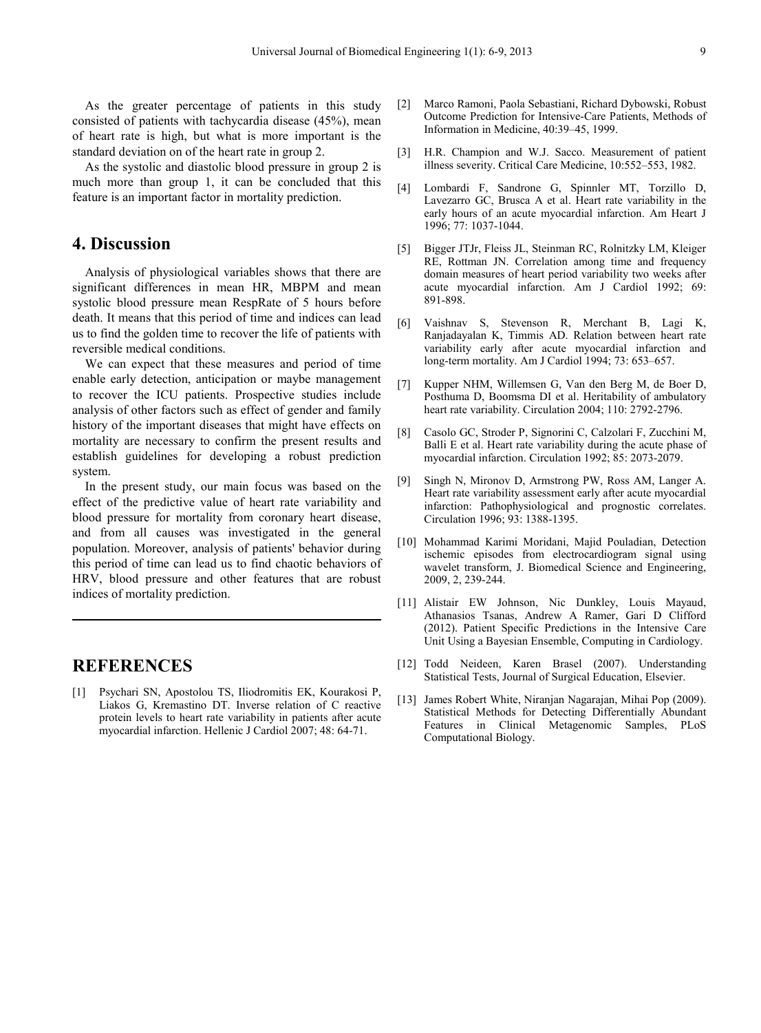As the greater percentage of patients in this study consisted of patients with tachycardia disease (45%), mean of heart rate is high, but what is more important is the standard deviation on of the heart rate in group 2.

As the systolic and diastolic blood pressure in group 2 is much more than group 1, it can be concluded that this feature is an important factor in mortality prediction.

## 4. Discussion

Analysis of physiological variables shows that there are significant differences in mean HR, MBPM and mean systolic blood pressure mean RespRate of 5 hours before death. It means that this period of time and indices can lead us to find the golden time to recover the life of patients with reversible medical conditions.

We can expect that these measures and period of time enable early detection, anticipation or maybe management to recover the ICU patients. Prospective studies include analysis of other factors such as effect of gender and family history of the important diseases that might have effects on mortality are necessary to confirm the present results and establish guidelines for developing a robust prediction system.

In the present study, our main focus was based on the effect of the predictive value of heart rate variability and blood pressure for mortality from coronary heart disease, and from all causes was investigated in the general population. Moreover, analysis of patients' behavior during this period of time can lead us to find chaotic behaviors of HRV, blood pressure and other features that are robust indices of mortality prediction.

## REFERENCES

[1] Psychari SN, Apostolou TS, Iliodromitis EK, Kourakosi P, Liakos G, Kremastino DT. Inverse relation of C reactive protein levels to heart rate variability in patients after acute myocardial infarction. Hellenic J Cardiol 2007; 48: 64-71.

[2] Marco Ramoni, Paola Sebastiani, Richard Dybowski, Robust Outcome Prediction for Intensive-Care Patients, Methods of Information in Medicine, 40:39–45, 1999.

[3] H.R. Champion and W.J. Sacco. Measurement of patient illness severity. Critical Care Medicine, 10:552–553, 1982.

[4] Lombardi F, Sandrone G, Spinnler MT, Torzillo D, Lavezarro GC, Brusca A et al. Heart rate variability in the early hours of an acute myocardial infarction. Am Heart J 1996; 77: 1037-1044.

[5] Bigger JTJr, Fleiss JL, Steinman RC, Rolnitzky LM, Kleiger RE, Rottman JN. Correlation among time and frequency domain measures of heart period variability two weeks after acute myocardial infarction. Am J Cardiol 1992; 69: 891-898.

[6] Vaishnav S, Stevenson R, Merchant B, Lagi K, Ranjadayalan K, Timmis AD. Relation between heart rate variability early after acute myocardial infarction and long-term mortality. Am J Cardiol 1994; 73: 653–657.

[7] Kupper NHM, Willemsen G, Van den Berg M, de Boer D, Posthuma D, Boomsma DI et al. Heritability of ambulatory heart rate variability. Circulation 2004; 110: 2792-2796.

[8] Casolo GC, Stroder P, Signorini C, Calzolari F, Zucchini M, Balli E et al. Heart rate variability during the acute phase of myocardial infarction. Circulation 1992; 85: 2073-2079.

[9] Singh N, Mironov D, Armstrong PW, Ross AM, Langer A. Heart rate variability assessment early after acute myocardial infarction: Pathophysiological and prognostic correlates. Circulation 1996; 93: 1388-1395.

[10] Mohammad Karimi Moridani, Majid Pouladian, Detection ischemic episodes from electrocardiogram signal using wavelet transform, J. Biomedical Science and Engineering, 2009, 2, 239-244.

[11] Alistair EW Johnson, Nic Dunkley, Louis Mayaud, Athanasios Tsanas, Andrew A Ramer, Gari D Clifford (2012). Patient Specific Predictions in the Intensive Care Unit Using a Bayesian Ensemble, Computing in Cardiology.

[12] Todd Neideen, Karen Brasel (2007). Understanding Statistical Tests, Journal of Surgical Education, Elsevier.

[13] James Robert White, Niranjan Nagarajan, Mihai Pop (2009). Statistical Methods for Detecting Differentially Abundant Features in Clinical Metagenomic Samples, PLoS Computational Biology.